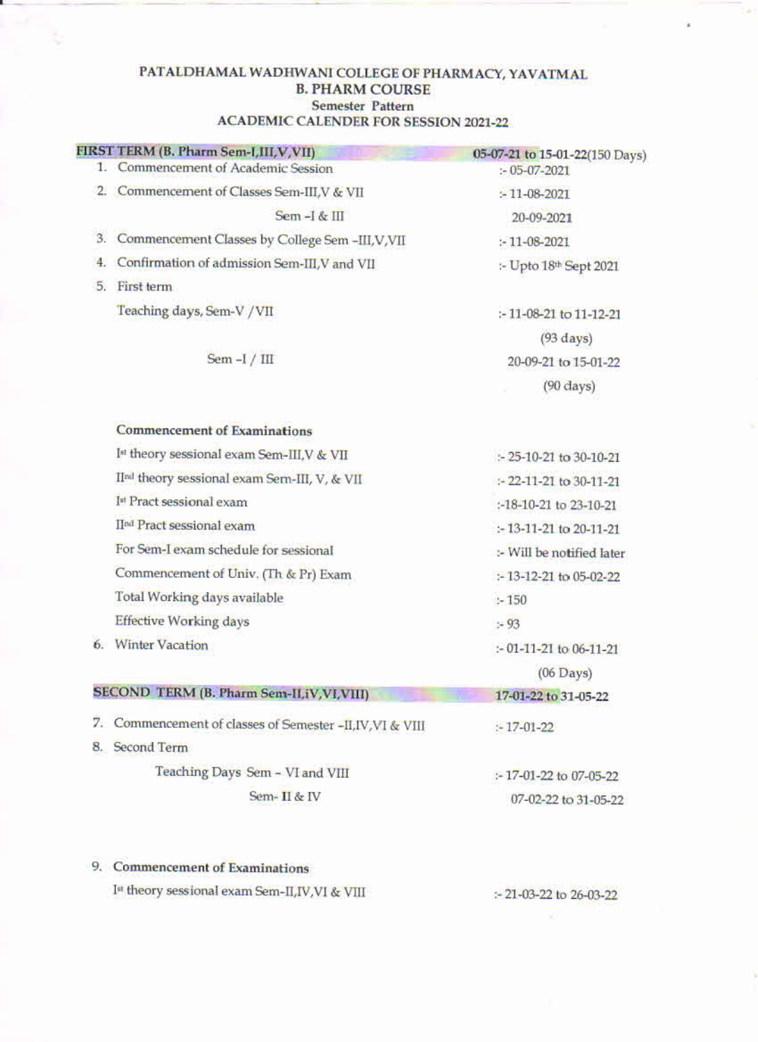# PATALDHAMAL WADHWANI COLLEGE OF PHARMACY, YAVATMAL
## B. PHARM COURSE
### Semester Pattern
### ACADEMIC CALENDER FOR SESSION 2021-22

| **FIRST TERM (B. Pharm Sem-I,III,V,VII)** | **05-07-21 to 15-01-22**(150 Days) |
|---|---|
| 1. Commencement of Academic Session | :- 05-07-2021 |
| 2. Commencement of Classes Sem-III,V & VII | :- 11-08-2021 |
| Sem -I & III | 20-09-2021 |
| 3. Commencement Classes by College Sem -III,V,VII | :- 11-08-2021 |
| 4. Confirmation of admission Sem-III,V and VII | :- Upto 18th Sept 2021 |
| 5. First term | |
| Teaching days, Sem-V /VII | :- 11-08-21 to 11-12-21 (93 days) |
| Sem -I / III | 20-09-21 to 15-01-22 (90 days) |
| **Commencement of Examinations** | |
| Ist theory sessional exam Sem-III,V & VII | :- 25-10-21 to 30-10-21 |
| IInd theory sessional exam Sem-III, V, & VII | :- 22-11-21 to 30-11-21 |
| Ist Pract sessional exam | :-18-10-21 to 23-10-21 |
| IInd Pract sessional exam | :- 13-11-21 to 20-11-21 |
| For Sem-I exam schedule for sessional | :- Will be notified later |
| Commencement of Univ. (Th & Pr) Exam | :- 13-12-21 to 05-02-22 |
| Total Working days available | :- 150 |
| Effective Working days | :- 93 |
| 6. Winter Vacation | :- 01-11-21 to 06-11-21 (06 Days) |

| **SECOND TERM (B. Pharm Sem-II,iV,VI,VIII)** | **17-01-22 to 31-05-22** |
|---|---|
| 7. Commencement of classes of Semester -II,IV,VI & VIII | :- 17-01-22 |
| 8. Second Term | |
| Teaching Days Sem - VI and VIII | :- 17-01-22 to 07-05-22 |
| Sem- II & IV | 07-02-22 to 31-05-22 |
| 9. **Commencement of Examinations** | |
| Ist theory sessional exam Sem-II,IV,VI & VIII | :- 21-03-22 to 26-03-22 |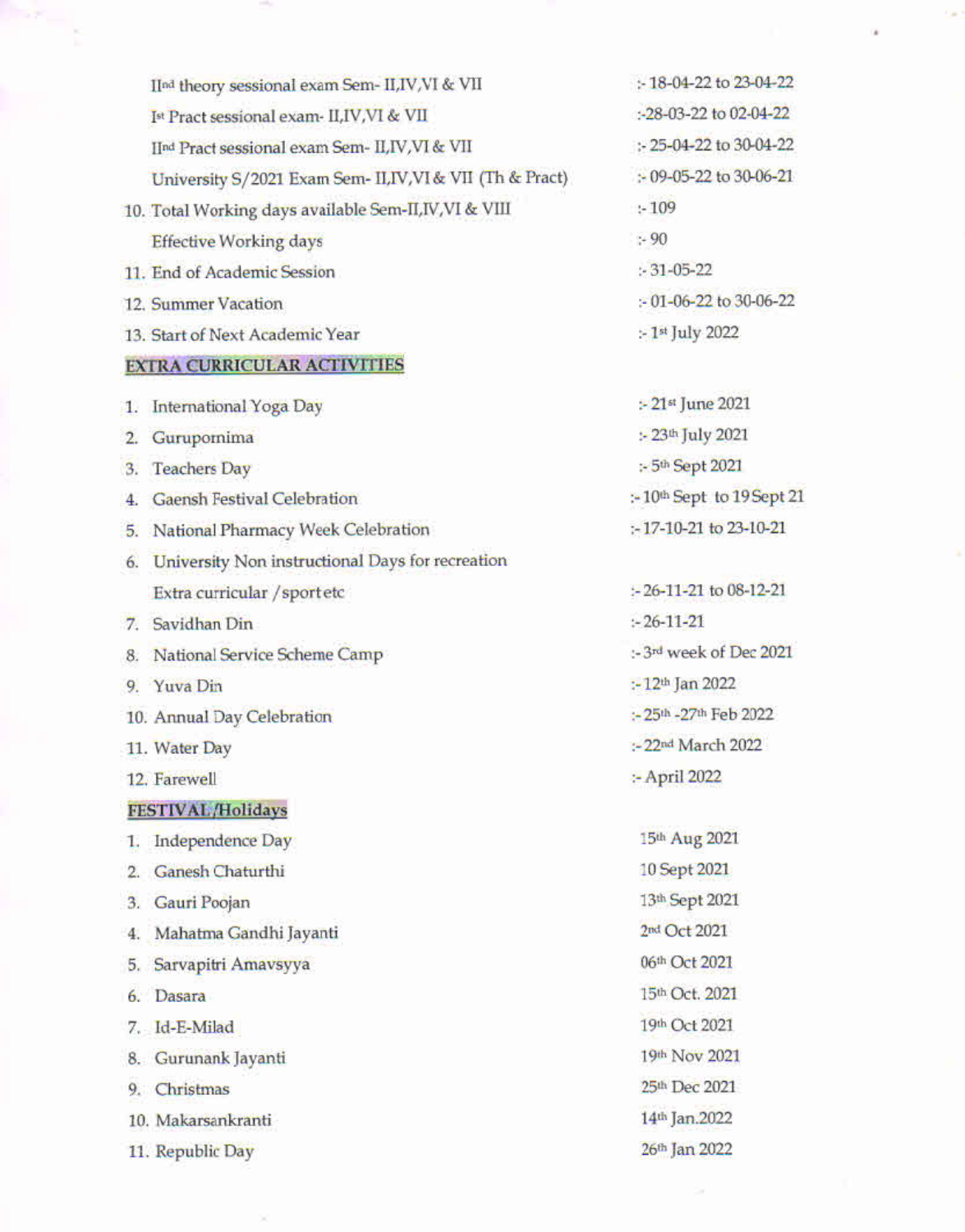IInd theory sessional exam Sem- II,IV,VI & VII :- 18-04-22 to 23-04-22

Ist Pract sessional exam- II,IV,VI & VII :-28-03-22 to 02-04-22

IInd Pract sessional exam Sem- II,IV,VI & VII :- 25-04-22 to 30-04-22

University S/2021 Exam Sem- II,IV,VI & VII (Th & Pract) :- 09-05-22 to 30-06-21

10. Total Working days available Sem-II,IV,VI & VIII :- 109

    Effective Working days :- 90

11. End of Academic Session :- 31-05-22

12. Summer Vacation :- 01-06-22 to 30-06-22

13. Start of Next Academic Year :- 1st July 2022

**EXTRA CURRICULAR ACTIVITIES**

1. International Yoga Day :- 21st June 2021
2. Gurupornima :- 23th July 2021
3. Teachers Day :- 5th Sept 2021
4. Gaensh Festival Celebration :- 10th Sept to 19 Sept 21
5. National Pharmacy Week Celebration :- 17-10-21 to 23-10-21
6. University Non instructional Days for recreation Extra curricular /sport etc :- 26-11-21 to 08-12-21
7. Savidhan Din :- 26-11-21
8. National Service Scheme Camp :- 3rd week of Dec 2021
9. Yuva Din :- 12th Jan 2022
10. Annual Day Celebration :- 25th -27th Feb 2022
11. Water Day :- 22nd March 2022
12. Farewell :- April 2022

**FESTIVAL/Holidays**

1. Independence Day 15th Aug 2021
2. Ganesh Chaturthi 10 Sept 2021
3. Gauri Poojan 13th Sept 2021
4. Mahatma Gandhi Jayanti 2nd Oct 2021
5. Sarvapitri Amavsyya 06th Oct 2021
6. Dasara 15th Oct. 2021
7. Id-E-Milad 19th Oct 2021
8. Gurunank Jayanti 19th Nov 2021
9. Christmas 25th Dec 2021
10. Makarsankranti 14th Jan.2022
11. Republic Day 26th Jan 2022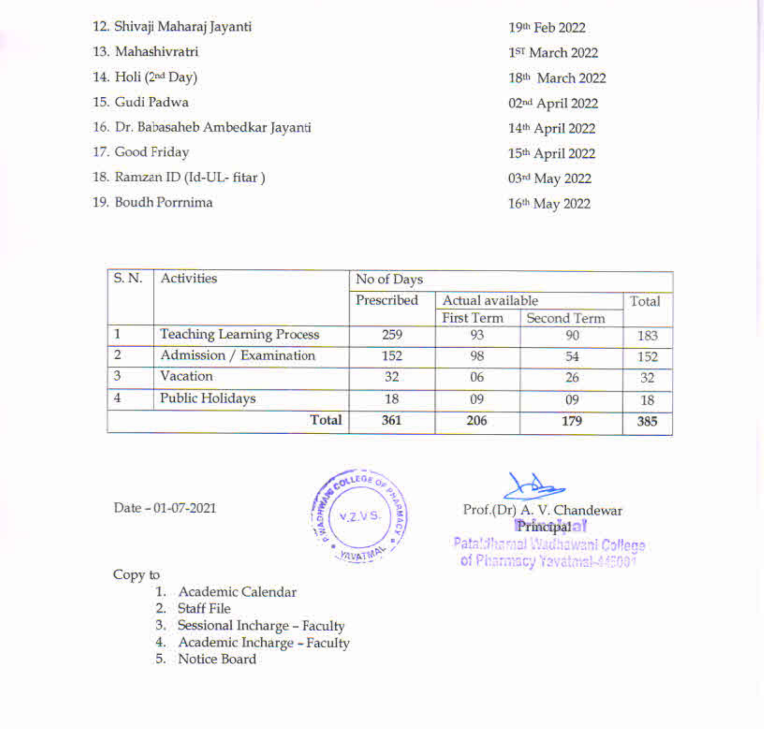12. Shivaji Maharaj Jayanti 19th Feb 2022
13. Mahashivratri 1ST March 2022
14. Holi (2nd Day) 18th March 2022
15. Gudi Padwa 02nd April 2022
16. Dr. Babasaheb Ambedkar Jayanti 14th April 2022
17. Good Friday 15th April 2022
18. Ramzan ID (Id-UL- fitar ) 03rd May 2022
19. Boudh Porrnima 16th May 2022

| S. N. | Activities | No of Days | | | |
|---|---|---|---|---|---|
| | | Prescribed | Actual available | | Total |
| | | | First Term | Second Term | |
| 1 | Teaching Learning Process | 259 | 93 | 90 | 183 |
| 2 | Admission / Examination | 152 | 98 | 54 | 152 |
| 3 | Vacation | 32 | 06 | 26 | 32 |
| 4 | Public Holidays | 18 | 09 | 09 | 18 |
| | **Total** | **361** | **206** | **179** | **385** |

Date - 01-07-2021

Prof.(Dr) A. V. Chandewar
Principal
Pataldhamal Wadhawani College of Pharmacy Yavatmal-445001

Copy to

1. Academic Calendar
2. Staff File
3. Sessional Incharge - Faculty
4. Academic Incharge - Faculty
5. Notice Board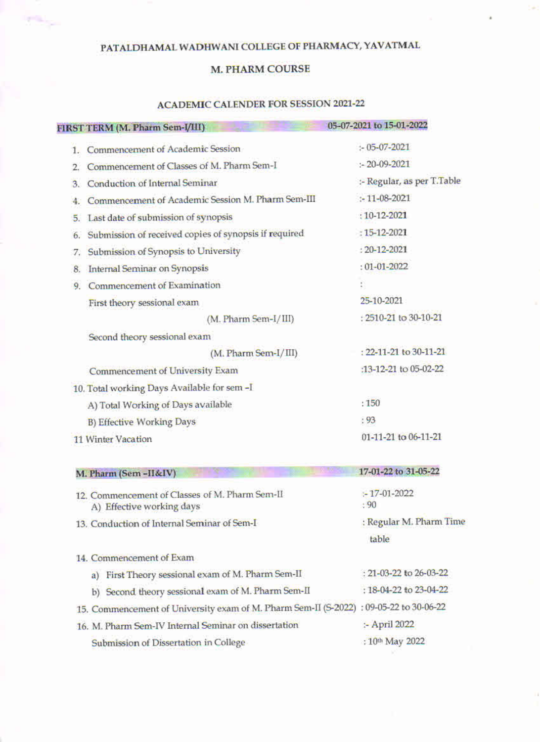# PATALDHAMAL WADHWANI COLLEGE OF PHARMACY, YAVATMAL

## M. PHARM COURSE

### ACADEMIC CALENDER FOR SESSION 2021-22

| FIRST TERM (M. Pharm Sem-I/III) | 05-07-2021 to 15-01-2022 |
|---|---|
| 1. Commencement of Academic Session | :- 05-07-2021 |
| 2. Commencement of Classes of M. Pharm Sem-I | :- 20-09-2021 |
| 3. Conduction of Internal Seminar | :- Regular, as per T.Table |
| 4. Commencement of Academic Session M. Pharm Sem-III | :- 11-08-2021 |
| 5. Last date of submission of synopsis | : 10-12-2021 |
| 6. Submission of received copies of synopsis if required | : 15-12-2021 |
| 7. Submission of Synopsis to University | : 20-12-2021 |
| 8. Internal Seminar on Synopsis | : 01-01-2022 |
| 9. Commencement of Examination | : |
| First theory sessional exam | 25-10-2021 |
| (M. Pharm Sem-I/III) | : 2510-21 to 30-10-21 |
| Second theory sessional exam | |
| (M. Pharm Sem-I/III) | : 22-11-21 to 30-11-21 |
| Commencement of University Exam | :13-12-21 to 05-02-22 |
| 10. Total working Days Available for sem –I | |
| A) Total Working of Days available | : 150 |
| B) Effective Working Days | : 93 |
| 11 Winter Vacation | 01-11-21 to 06-11-21 |

| M. Pharm (Sem –II&IV) | 17-01-22 to 31-05-22 |
|---|---|
| 12. Commencement of Classes of M. Pharm Sem-II | :- 17-01-2022 |
| A) Effective working days | : 90 |
| 13. Conduction of Internal Seminar of Sem-I | : Regular M. Pharm Time table |
| 14. Commencement of Exam | |
| a) First Theory sessional exam of M. Pharm Sem-II | : 21-03-22 to 26-03-22 |
| b) Second theory sessional exam of M. Pharm Sem-II | : 18-04-22 to 23-04-22 |
| 15. Commencement of University exam of M. Pharm Sem-II (S-2022) | : 09-05-22 to 30-06-22 |
| 16. M. Pharm Sem-IV Internal Seminar on dissertation | :- April 2022 |
| Submission of Dissertation in College | : 10th May 2022 |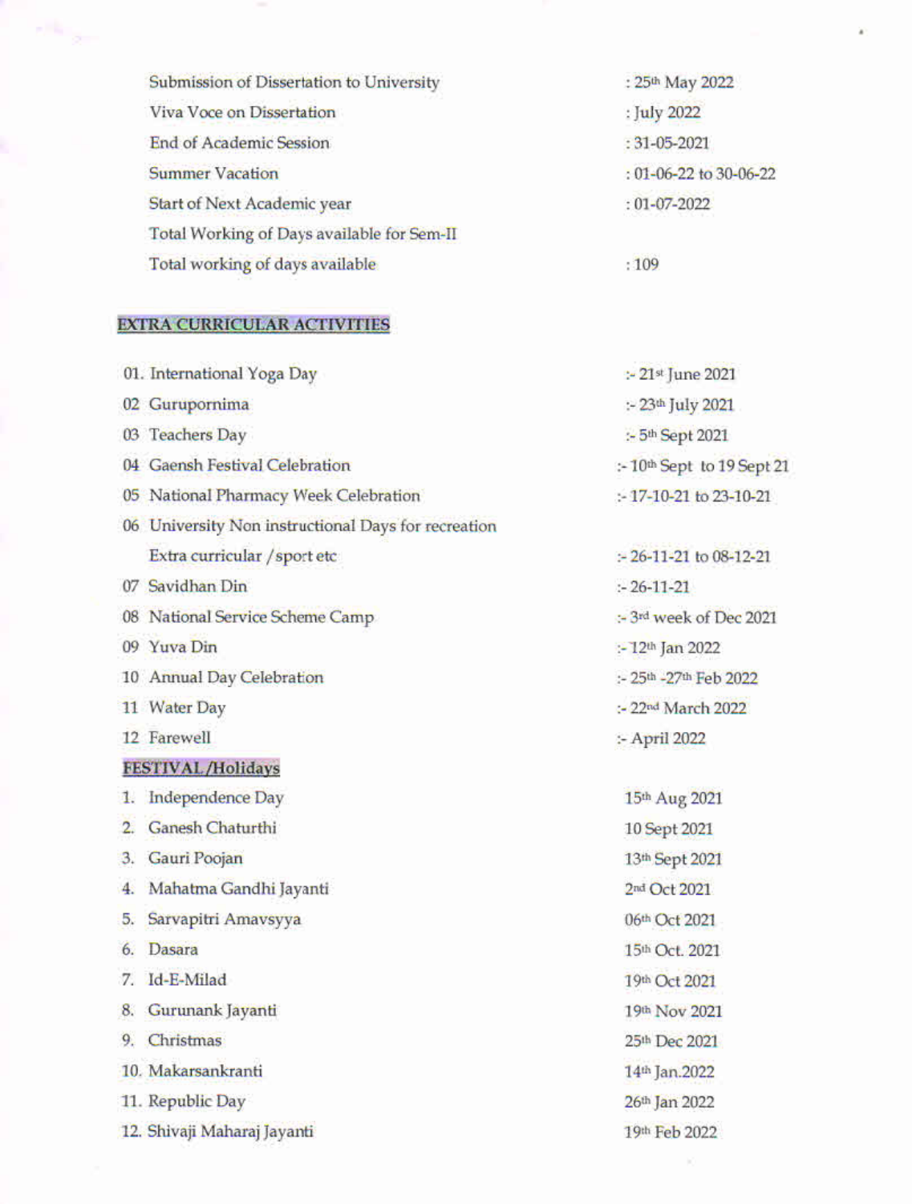| | |
|---|---|
| Submission of Dissertation to University | : 25th May 2022 |
| Viva Voce on Dissertation | : July 2022 |
| End of Academic Session | : 31-05-2021 |
| Summer Vacation | : 01-06-22 to 30-06-22 |
| Start of Next Academic year | : 01-07-2022 |
| Total Working of Days available for Sem-II | |
| Total working of days available | : 109 |

## EXTRA CURRICULAR ACTIVITIES

| | | |
|---|---|---|
| 01. | International Yoga Day | :- 21st June 2021 |
| 02 | Gurupornima | :- 23th July 2021 |
| 03 | Teachers Day | :- 5th Sept 2021 |
| 04 | Gaensh Festival Celebration | :- 10th Sept to 19 Sept 21 |
| 05 | National Pharmacy Week Celebration | :- 17-10-21 to 23-10-21 |
| 06 | University Non instructional Days for recreation Extra curricular / sport etc | :- 26-11-21 to 08-12-21 |
| 07 | Savidhan Din | :- 26-11-21 |
| 08 | National Service Scheme Camp | :- 3rd week of Dec 2021 |
| 09 | Yuva Din | :- 12th Jan 2022 |
| 10 | Annual Day Celebration | :- 25th -27th Feb 2022 |
| 11 | Water Day | :- 22nd March 2022 |
| 12 | Farewell | :- April 2022 |

## FESTIVAL /Holidays

| | | |
|---|---|---|
| 1. | Independence Day | 15th Aug 2021 |
| 2. | Ganesh Chaturthi | 10 Sept 2021 |
| 3. | Gauri Poojan | 13th Sept 2021 |
| 4. | Mahatma Gandhi Jayanti | 2nd Oct 2021 |
| 5. | Sarvapitri Amavsyya | 06th Oct 2021 |
| 6. | Dasara | 15th Oct. 2021 |
| 7. | Id-E-Milad | 19th Oct 2021 |
| 8. | Gurunank Jayanti | 19th Nov 2021 |
| 9. | Christmas | 25th Dec 2021 |
| 10. | Makarsankranti | 14th Jan.2022 |
| 11. | Republic Day | 26th Jan 2022 |
| 12. | Shivaji Maharaj Jayanti | 19th Feb 2022 |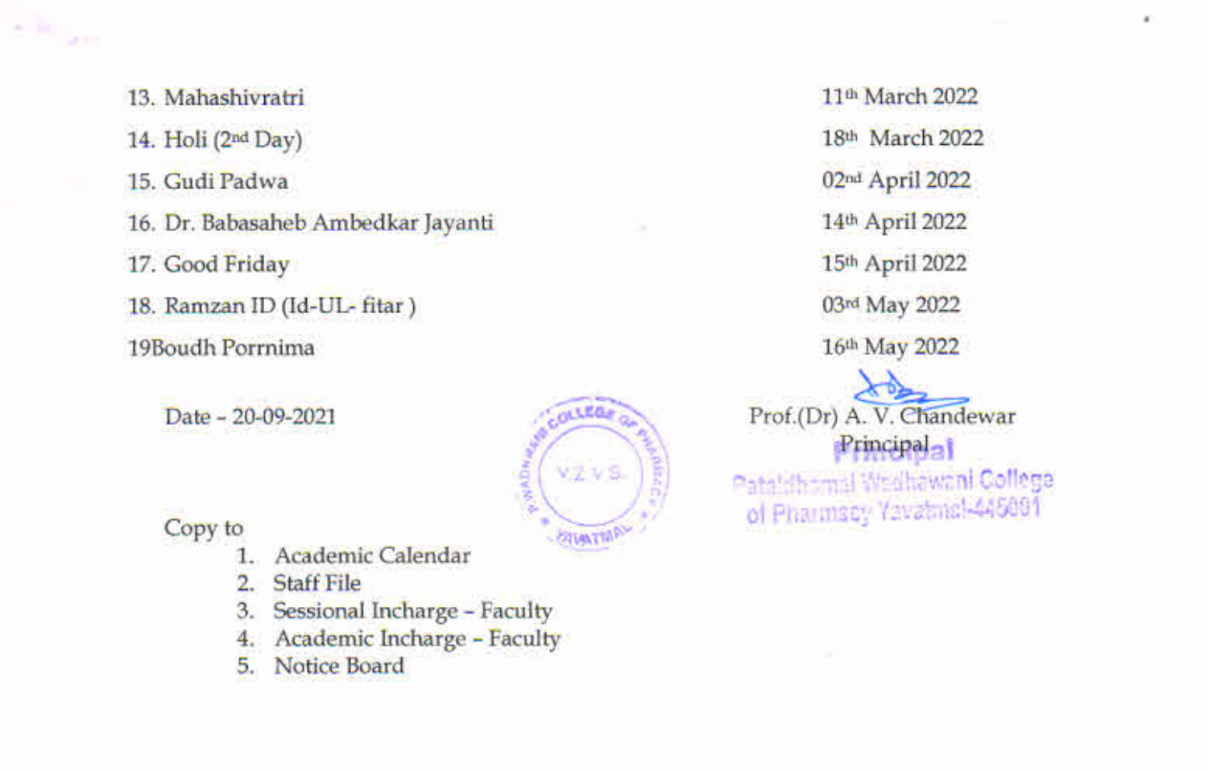| | |
|---|---|
| 13. Mahashivratri | 11th March 2022 |
| 14. Holi (2nd Day) | 18th March 2022 |
| 15. Gudi Padwa | 02nd April 2022 |
| 16. Dr. Babasaheb Ambedkar Jayanti | 14th April 2022 |
| 17. Good Friday | 15th April 2022 |
| 18. Ramzan ID (Id-UL- fitar ) | 03rd May 2022 |
| 19Boudh Porrnima | 16th May 2022 |

Date - 20-09-2021

Prof.(Dr) A. V. Chandewar
Principal

Principal
Pataldhamal Wadhawani College
of Pharmacy Yavatmal-445001

Copy to

1. Academic Calendar
2. Staff File
3. Sessional Incharge - Faculty
4. Academic Incharge - Faculty
5. Notice Board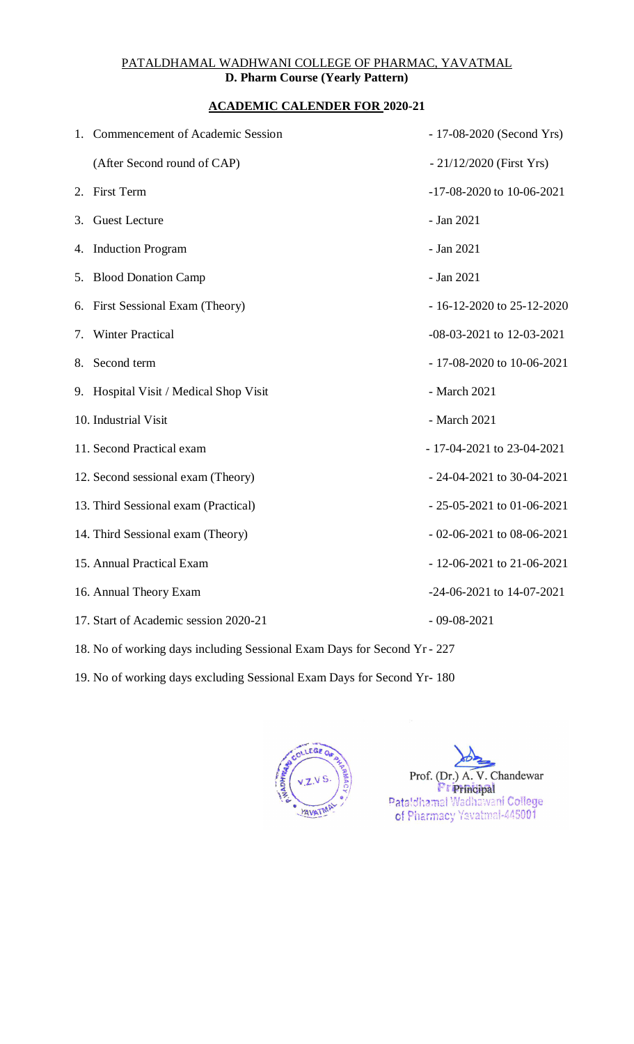PATALDHAMAL WADHWANI COLLEGE OF PHARMAC, YAVATMAL

**D. Pharm Course (Yearly Pattern)**

**ACADEMIC CALENDER FOR 2020-21**

| | |
|---|---|
| 1. Commencement of Academic Session | - 17-08-2020 (Second Yrs) |
| (After Second round of CAP) | - 21/12/2020 (First Yrs) |
| 2. First Term | -17-08-2020 to 10-06-2021 |
| 3. Guest Lecture | - Jan 2021 |
| 4. Induction Program | - Jan 2021 |
| 5. Blood Donation Camp | - Jan 2021 |
| 6. First Sessional Exam (Theory) | - 16-12-2020 to 25-12-2020 |
| 7. Winter Practical | -08-03-2021 to 12-03-2021 |
| 8. Second term | - 17-08-2020 to 10-06-2021 |
| 9. Hospital Visit / Medical Shop Visit | - March 2021 |
| 10. Industrial Visit | - March 2021 |
| 11. Second Practical exam | - 17-04-2021 to 23-04-2021 |
| 12. Second sessional exam (Theory) | - 24-04-2021 to 30-04-2021 |
| 13. Third Sessional exam (Practical) | - 25-05-2021 to 01-06-2021 |
| 14. Third Sessional exam (Theory) | - 02-06-2021 to 08-06-2021 |
| 15. Annual Practical Exam | - 12-06-2021 to 21-06-2021 |
| 16. Annual Theory Exam | -24-06-2021 to 14-07-2021 |
| 17. Start of Academic session 2020-21 | - 09-08-2021 |

18. No of working days including Sessional Exam Days for Second Yr - 227

19. No of working days excluding Sessional Exam Days for Second Yr- 180

Prof. (Dr.) A. V. Chandewar
Principal
Pataldhamal Wadhawani College of Pharmacy Yavatmal-445001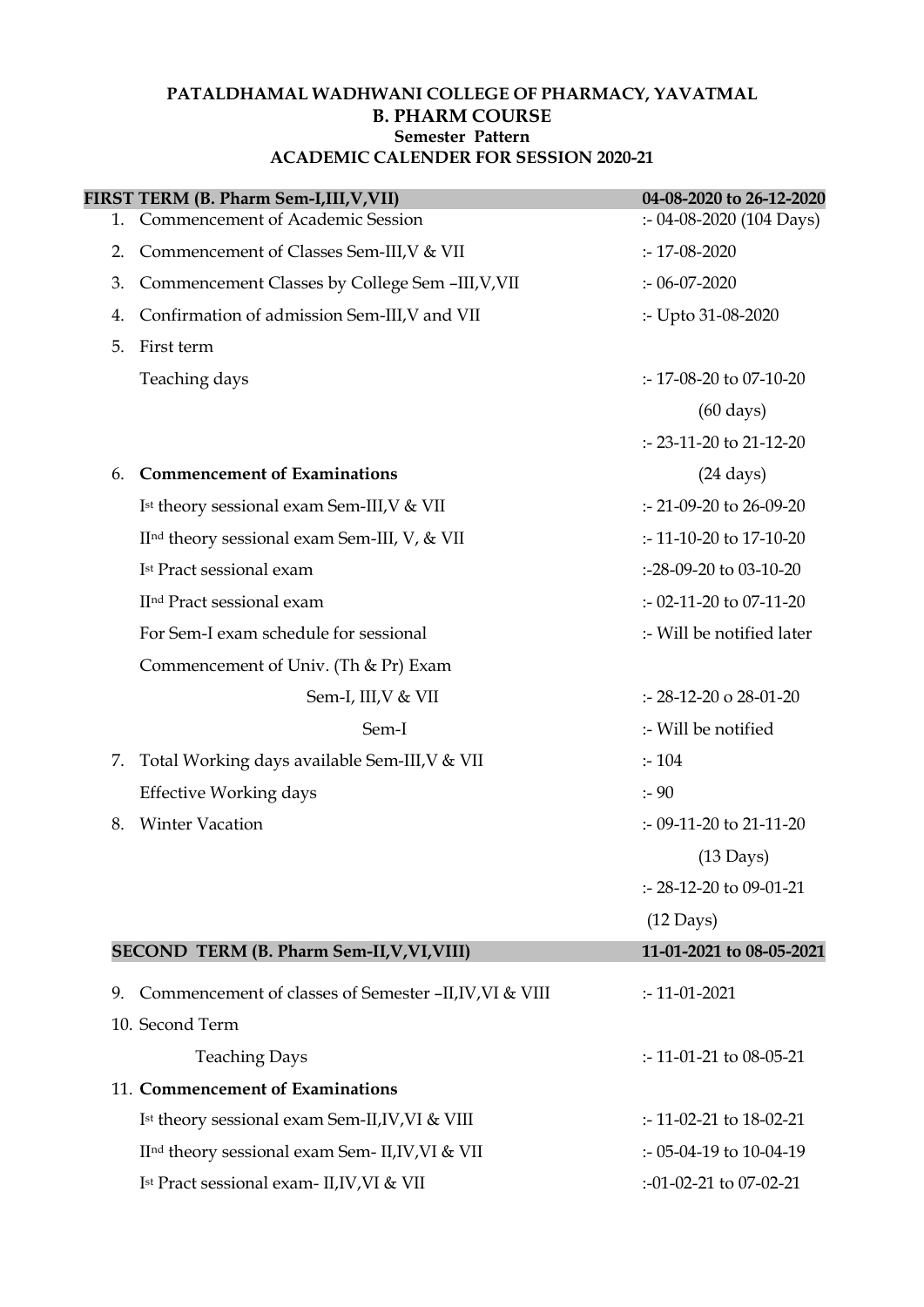**PATALDHAMAL WADHWANI COLLEGE OF PHARMACY, YAVATMAL**
**B. PHARM COURSE**
**Semester Pattern**
**ACADEMIC CALENDER FOR SESSION 2020-21**

| **FIRST TERM (B. Pharm Sem-I,III,V,VII)** | **04-08-2020 to 26-12-2020** |
|---|---|
| 1. Commencement of Academic Session | :- 04-08-2020 (104 Days) |
| 2. Commencement of Classes Sem-III,V & VII | :- 17-08-2020 |
| 3. Commencement Classes by College Sem –III,V,VII | :- 06-07-2020 |
| 4. Confirmation of admission Sem-III,V and VII | :- Upto 31-08-2020 |
| 5. First term | |
| Teaching days | :- 17-08-20 to 07-10-20 |
| | (60 days) |
| | :- 23-11-20 to 21-12-20 |
| 6. **Commencement of Examinations** | (24 days) |
| Ist theory sessional exam Sem-III,V & VII | :- 21-09-20 to 26-09-20 |
| IInd theory sessional exam Sem-III, V, & VII | :- 11-10-20 to 17-10-20 |
| Ist Pract sessional exam | :-28-09-20 to 03-10-20 |
| IInd Pract sessional exam | :- 02-11-20 to 07-11-20 |
| For Sem-I exam schedule for sessional | :- Will be notified later |
| Commencement of Univ. (Th & Pr) Exam | |
| Sem-I, III,V & VII | :- 28-12-20 o 28-01-20 |
| Sem-I | :- Will be notified |
| 7. Total Working days available Sem-III,V & VII | :- 104 |
| Effective Working days | :- 90 |
| 8. Winter Vacation | :- 09-11-20 to 21-11-20 |
| | (13 Days) |
| | :- 28-12-20 to 09-01-21 |
| | (12 Days) |
| **SECOND TERM (B. Pharm Sem-II,V,VI,VIII)** | **11-01-2021 to 08-05-2021** |
| 9. Commencement of classes of Semester –II,IV,VI & VIII | :- 11-01-2021 |
| 10. Second Term | |
| Teaching Days | :- 11-01-21 to 08-05-21 |
| 11. **Commencement of Examinations** | |
| Ist theory sessional exam Sem-II,IV,VI & VIII | :- 11-02-21 to 18-02-21 |
| IInd theory sessional exam Sem- II,IV,VI & VII | :- 05-04-19 to 10-04-19 |
| Ist Pract sessional exam- II,IV,VI & VII | :-01-02-21 to 07-02-21 |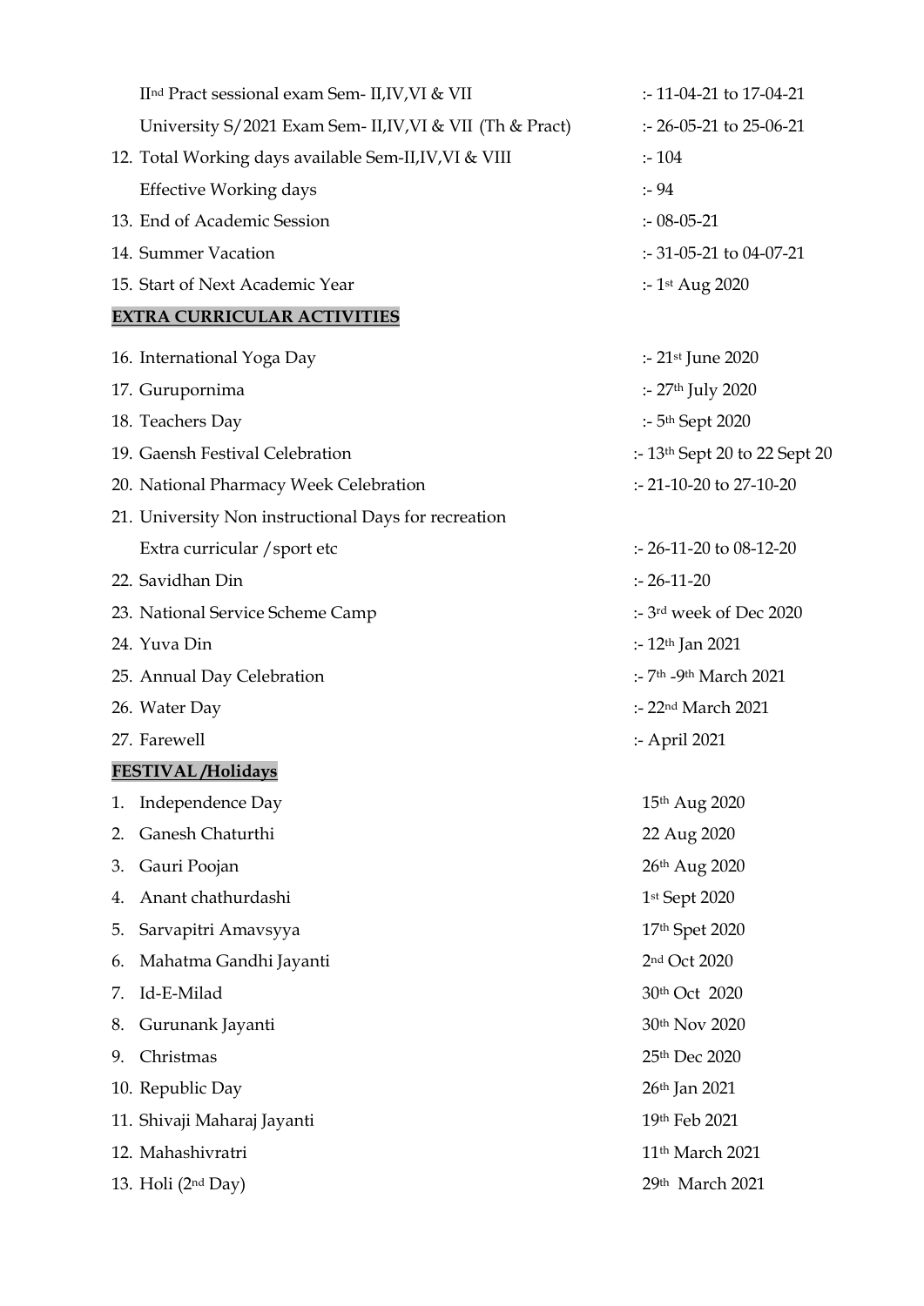| | | |
|---|---|---|
| | II[nd] Pract sessional exam Sem- II,IV,VI & VII | :- 11-04-21 to 17-04-21 |
| | University S/2021 Exam Sem- II,IV,VI & VII (Th & Pract) | :- 26-05-21 to 25-06-21 |
| 12. | Total Working days available Sem-II,IV,VI & VIII | :- 104 |
| | Effective Working days | :- 94 |
| 13. | End of Academic Session | :- 08-05-21 |
| 14. | Summer Vacation | :- 31-05-21 to 04-07-21 |
| 15. | Start of Next Academic Year | :- 1st Aug 2020 |

**EXTRA CURRICULAR ACTIVITIES**

| | | |
|---|---|---|
| 16. | International Yoga Day | :- 21st June 2020 |
| 17. | Gurupornima | :- 27th July 2020 |
| 18. | Teachers Day | :- 5th Sept 2020 |
| 19. | Gaensh Festival Celebration | :- 13th Sept 20 to 22 Sept 20 |
| 20. | National Pharmacy Week Celebration | :- 21-10-20 to 27-10-20 |
| 21. | University Non instructional Days for recreation Extra curricular /sport etc | :- 26-11-20 to 08-12-20 |
| 22. | Savidhan Din | :- 26-11-20 |
| 23. | National Service Scheme Camp | :- 3rd week of Dec 2020 |
| 24. | Yuva Din | :- 12th Jan 2021 |
| 25. | Annual Day Celebration | :- 7th -9th March 2021 |
| 26. | Water Day | :- 22nd March 2021 |
| 27. | Farewell | :- April 2021 |

**FESTIVAL/Holidays**

| | | |
|---|---|---|
| 1. | Independence Day | 15th Aug 2020 |
| 2. | Ganesh Chaturthi | 22 Aug 2020 |
| 3. | Gauri Poojan | 26th Aug 2020 |
| 4. | Anant chathurdashi | 1st Sept 2020 |
| 5. | Sarvapitri Amavsyya | 17th Spet 2020 |
| 6. | Mahatma Gandhi Jayanti | 2nd Oct 2020 |
| 7. | Id-E-Milad | 30th Oct 2020 |
| 8. | Gurunank Jayanti | 30th Nov 2020 |
| 9. | Christmas | 25th Dec 2020 |
| 10. | Republic Day | 26th Jan 2021 |
| 11. | Shivaji Maharaj Jayanti | 19th Feb 2021 |
| 12. | Mahashivratri | 11th March 2021 |
| 13. | Holi (2nd Day) | 29th March 2021 |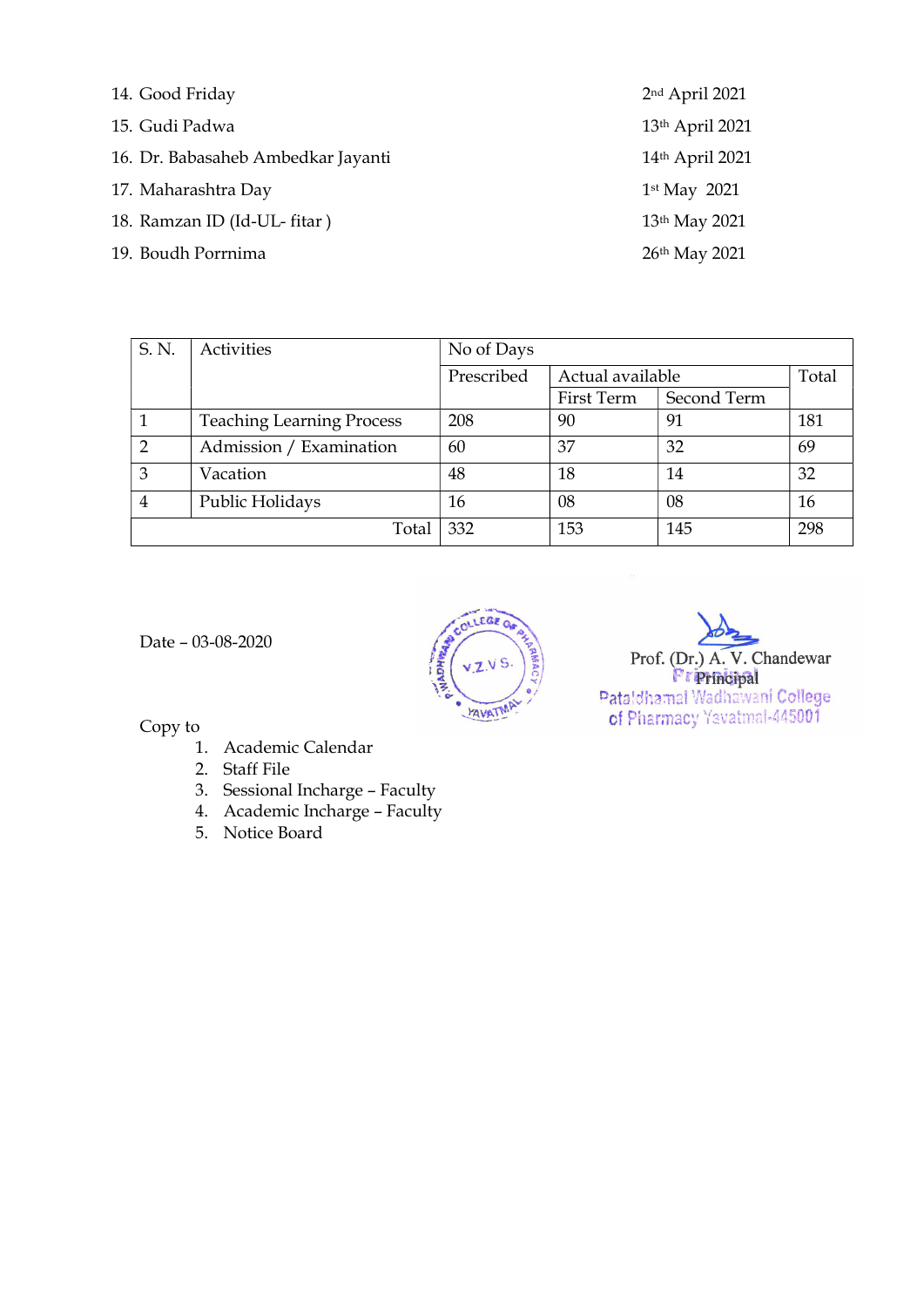14. Good Friday — 2nd April 2021
15. Gudi Padwa — 13th April 2021
16. Dr. Babasaheb Ambedkar Jayanti — 14th April 2021
17. Maharashtra Day — 1st May 2021
18. Ramzan ID (Id-UL- fitar ) — 13th May 2021
19. Boudh Porrnima — 26th May 2021

| S. N. | Activities | No of Days | | | |
|---|---|---|---|---|---|
| | | Prescribed | Actual available | | Total |
| | | | First Term | Second Term | |
| 1 | Teaching Learning Process | 208 | 90 | 91 | 181 |
| 2 | Admission / Examination | 60 | 37 | 32 | 69 |
| 3 | Vacation | 48 | 18 | 14 | 32 |
| 4 | Public Holidays | 16 | 08 | 08 | 16 |
| | Total | 332 | 153 | 145 | 298 |

Date – 03-08-2020

Prof. (Dr.) A. V. Chandewar
Principal
Pataldhamal Wadhawani College
of Pharmacy Yavatmal-445001

Copy to

1. Academic Calendar
2. Staff File
3. Sessional Incharge – Faculty
4. Academic Incharge – Faculty
5. Notice Board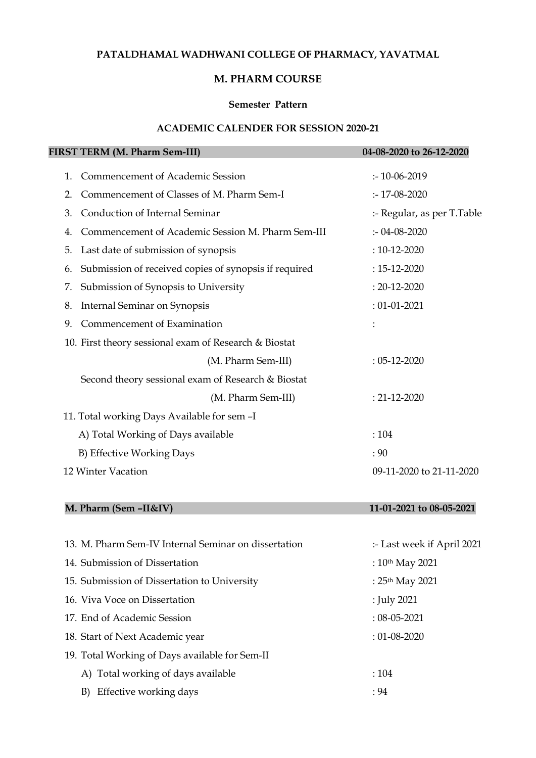**PATALDHAMAL WADHWANI COLLEGE OF PHARMACY, YAVATMAL**

**M. PHARM COURSE**

**Semester Pattern**

**ACADEMIC CALENDER FOR SESSION 2020-21**

| **FIRST TERM (M. Pharm Sem-III)** | **04-08-2020 to 26-12-2020** |
|---|---|
| 1. Commencement of Academic Session | :- 10-06-2019 |
| 2. Commencement of Classes of M. Pharm Sem-I | :- 17-08-2020 |
| 3. Conduction of Internal Seminar | :- Regular, as per T.Table |
| 4. Commencement of Academic Session M. Pharm Sem-III | :- 04-08-2020 |
| 5. Last date of submission of synopsis | : 10-12-2020 |
| 6. Submission of received copies of synopsis if required | : 15-12-2020 |
| 7. Submission of Synopsis to University | : 20-12-2020 |
| 8. Internal Seminar on Synopsis | : 01-01-2021 |
| 9. Commencement of Examination | : |
| 10. First theory sessional exam of Research & Biostat (M. Pharm Sem-III) | : 05-12-2020 |
| Second theory sessional exam of Research & Biostat (M. Pharm Sem-III) | : 21-12-2020 |
| 11. Total working Days Available for sem –I | |
| A) Total Working of Days available | : 104 |
| B) Effective Working Days | : 90 |
| 12 Winter Vacation | 09-11-2020 to 21-11-2020 |

| **M. Pharm (Sem –II&IV)** | **11-01-2021 to 08-05-2021** |
|---|---|
| 13. M. Pharm Sem-IV Internal Seminar on dissertation | :- Last week if April 2021 |
| 14. Submission of Dissertation | : 10th May 2021 |
| 15. Submission of Dissertation to University | : 25th May 2021 |
| 16. Viva Voce on Dissertation | : July 2021 |
| 17. End of Academic Session | : 08-05-2021 |
| 18. Start of Next Academic year | : 01-08-2020 |
| 19. Total Working of Days available for Sem-II | |
| A) Total working of days available | : 104 |
| B) Effective working days | : 94 |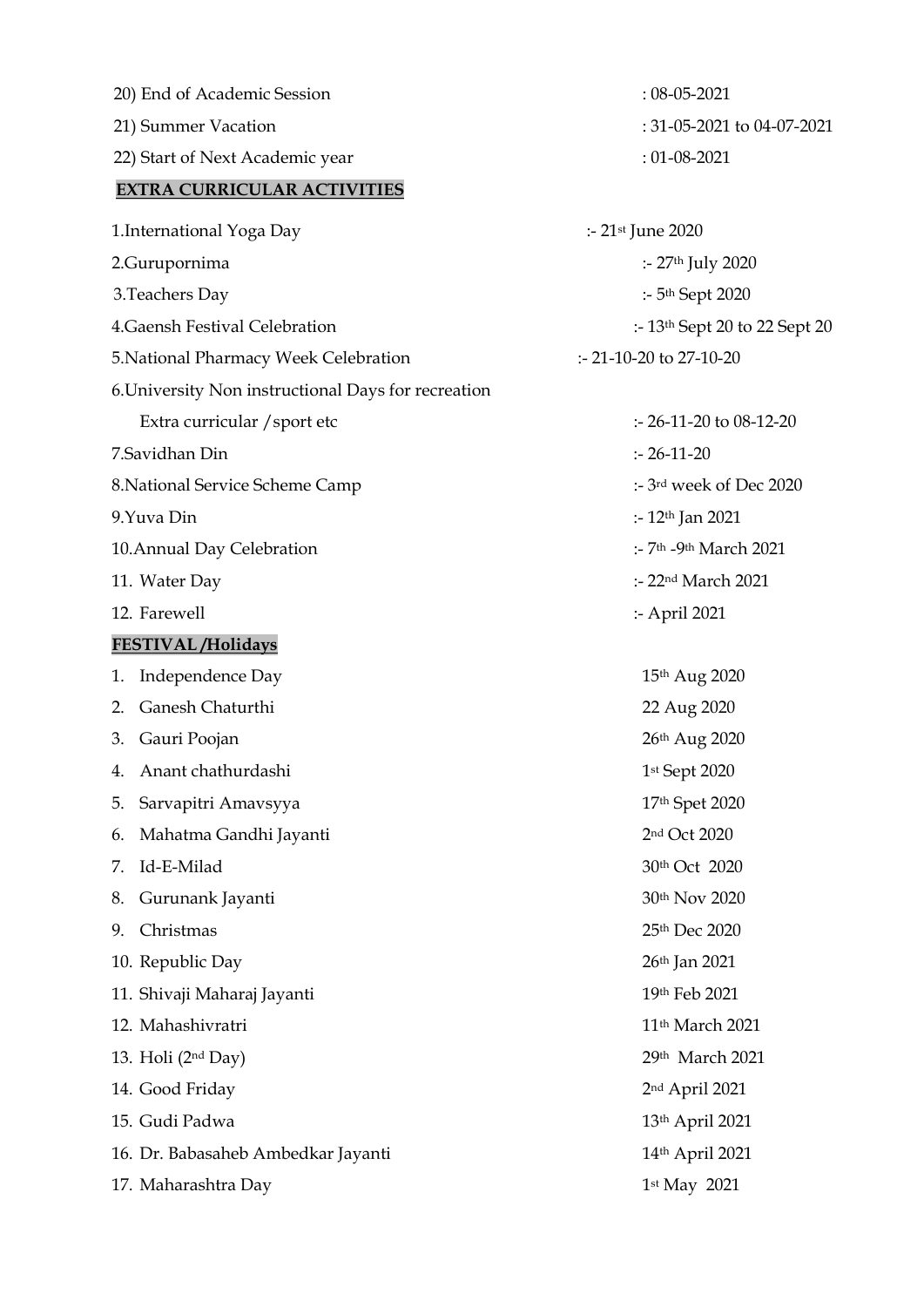20) End of Academic Session : 08-05-2021

21) Summer Vacation : 31-05-2021 to 04-07-2021

22) Start of Next Academic year : 01-08-2021

**EXTRA CURRICULAR ACTIVITIES**

1.International Yoga Day :- 21st June 2020

2.Gurupornima :- 27th July 2020

3.Teachers Day :- 5th Sept 2020

4.Gaensh Festival Celebration :- 13th Sept 20 to 22 Sept 20

5.National Pharmacy Week Celebration :- 21-10-20 to 27-10-20

6.University Non instructional Days for recreation
Extra curricular /sport etc :- 26-11-20 to 08-12-20

7.Savidhan Din :- 26-11-20

8.National Service Scheme Camp :- 3rd week of Dec 2020

9.Yuva Din :- 12th Jan 2021

10.Annual Day Celebration :- 7th -9th March 2021

11. Water Day :- 22nd March 2021

12. Farewell :- April 2021

**FESTIVAL/Holidays**

1. Independence Day 15th Aug 2020
2. Ganesh Chaturthi 22 Aug 2020
3. Gauri Poojan 26th Aug 2020
4. Anant chathurdashi 1st Sept 2020
5. Sarvapitri Amavsyya 17th Spet 2020
6. Mahatma Gandhi Jayanti 2nd Oct 2020
7. Id-E-Milad 30th Oct 2020
8. Gurunank Jayanti 30th Nov 2020
9. Christmas 25th Dec 2020
10. Republic Day 26th Jan 2021
11. Shivaji Maharaj Jayanti 19th Feb 2021
12. Mahashivratri 11th March 2021
13. Holi (2nd Day) 29th March 2021
14. Good Friday 2nd April 2021
15. Gudi Padwa 13th April 2021
16. Dr. Babasaheb Ambedkar Jayanti 14th April 2021
17. Maharashtra Day 1st May 2021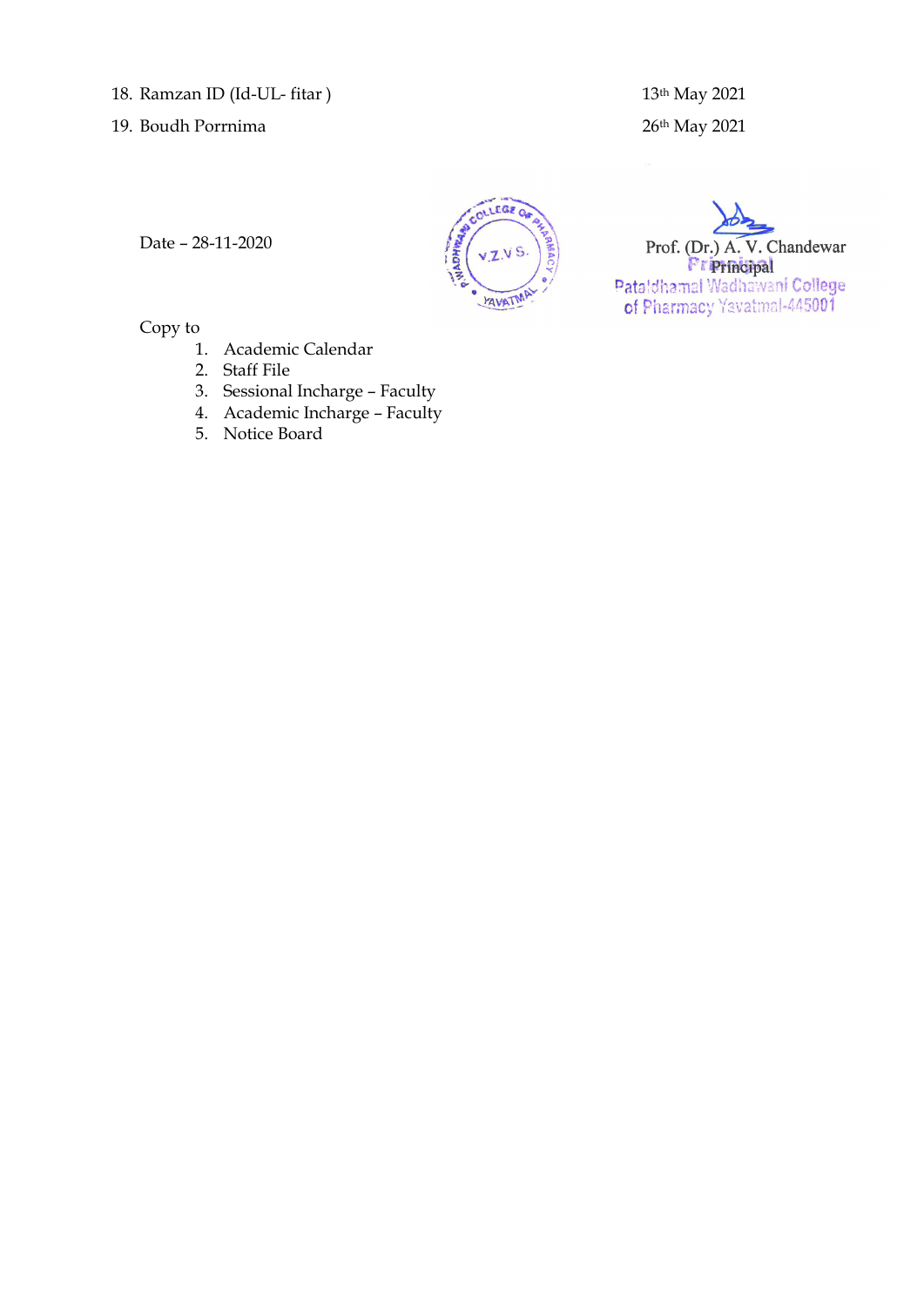| | |
|---|---|
| 18. Ramzan ID (Id-UL- fitar ) | 13th May 2021 |
| 19. Boudh Porrnima | 26th May 2021 |

Date – 28-11-2020

Prof. (Dr.) A. V. Chandewar
Principal
Pataldhamal Wadhawani College
of Pharmacy Yavatmal-445001

Copy to

1. Academic Calendar
2. Staff File
3. Sessional Incharge – Faculty
4. Academic Incharge – Faculty
5. Notice Board